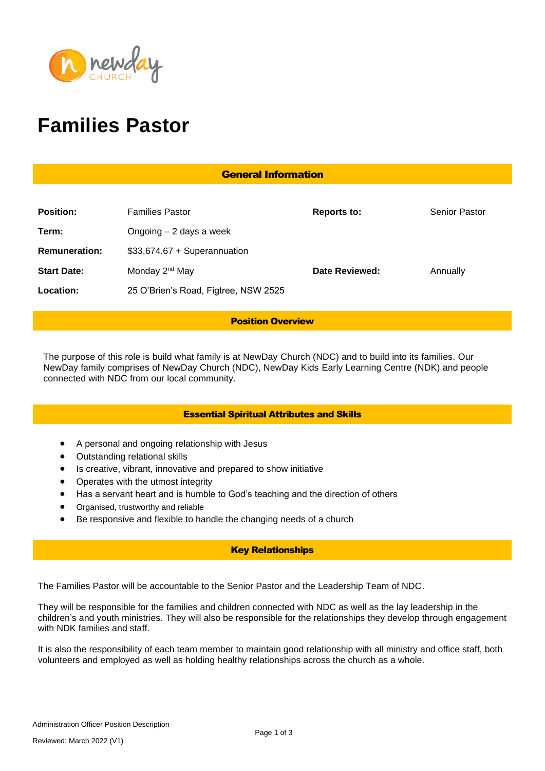# Families Pastor

## General Information

| | | | |
|---|---|---|---|
| **Position:** | Families Pastor | **Reports to:** | Senior Pastor |
| **Term:** | Ongoing – 2 days a week | | |
| **Remuneration:** | $33,674.67 + Superannuation | | |
| **Start Date:** | Monday 2nd May | **Date Reviewed:** | Annually |
| **Location:** | 25 O'Brien's Road, Figtree, NSW 2525 | | |

## Position Overview

The purpose of this role is build what family is at NewDay Church (NDC) and to build into its families. Our NewDay family comprises of NewDay Church (NDC), NewDay Kids Early Learning Centre (NDK) and people connected with NDC from our local community.

## Essential Spiritual Attributes and Skills

- A personal and ongoing relationship with Jesus
- Outstanding relational skills
- Is creative, vibrant, innovative and prepared to show initiative
- Operates with the utmost integrity
- Has a servant heart and is humble to God's teaching and the direction of others
- Organised, trustworthy and reliable
- Be responsive and flexible to handle the changing needs of a church

## Key Relationships

The Families Pastor will be accountable to the Senior Pastor and the Leadership Team of NDC.

They will be responsible for the families and children connected with NDC as well as the lay leadership in the children's and youth ministries. They will also be responsible for the relationships they develop through engagement with NDK families and staff.

It is also the responsibility of each team member to maintain good relationship with all ministry and office staff, both volunteers and employed as well as holding healthy relationships across the church as a whole.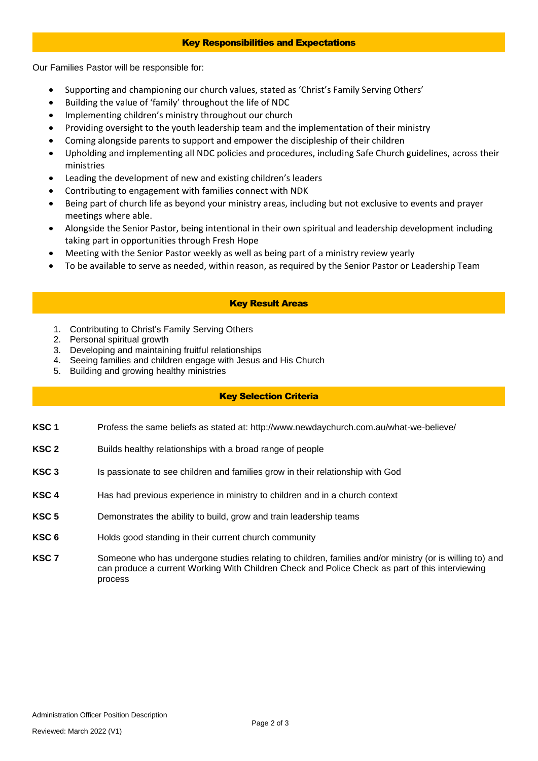## Key Responsibilities and Expectations

Our Families Pastor will be responsible for:

- Supporting and championing our church values, stated as 'Christ's Family Serving Others'
- Building the value of 'family' throughout the life of NDC
- Implementing children's ministry throughout our church
- Providing oversight to the youth leadership team and the implementation of their ministry
- Coming alongside parents to support and empower the discipleship of their children
- Upholding and implementing all NDC policies and procedures, including Safe Church guidelines, across their ministries
- Leading the development of new and existing children's leaders
- Contributing to engagement with families connect with NDK
- Being part of church life as beyond your ministry areas, including but not exclusive to events and prayer meetings where able.
- Alongside the Senior Pastor, being intentional in their own spiritual and leadership development including taking part in opportunities through Fresh Hope
- Meeting with the Senior Pastor weekly as well as being part of a ministry review yearly
- To be available to serve as needed, within reason, as required by the Senior Pastor or Leadership Team

## Key Result Areas

1. Contributing to Christ's Family Serving Others
2. Personal spiritual growth
3. Developing and maintaining fruitful relationships
4. Seeing families and children engage with Jesus and His Church
5. Building and growing healthy ministries

## Key Selection Criteria

**KSC 1** Profess the same beliefs as stated at: http://www.newdaychurch.com.au/what-we-believe/

**KSC 2** Builds healthy relationships with a broad range of people

**KSC 3** Is passionate to see children and families grow in their relationship with God

**KSC 4** Has had previous experience in ministry to children and in a church context

**KSC 5** Demonstrates the ability to build, grow and train leadership teams

**KSC 6** Holds good standing in their current church community

**KSC 7** Someone who has undergone studies relating to children, families and/or ministry (or is willing to) and can produce a current Working With Children Check and Police Check as part of this interviewing process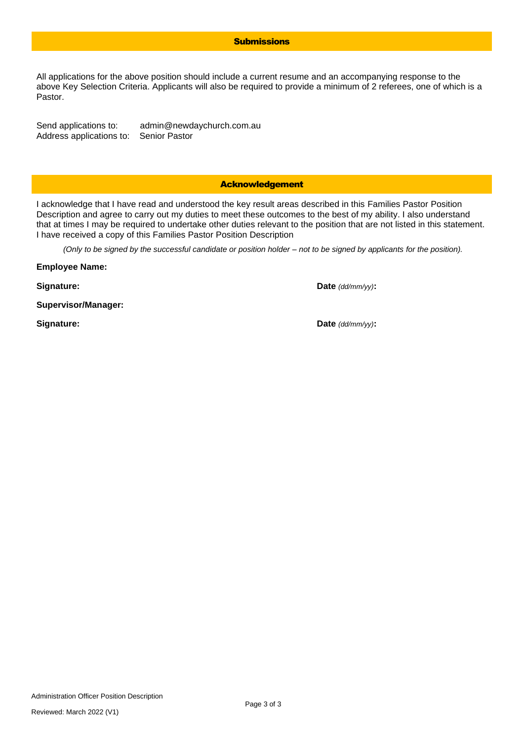## Submissions

All applications for the above position should include a current resume and an accompanying response to the above Key Selection Criteria. Applicants will also be required to provide a minimum of 2 referees, one of which is a Pastor.

Send applications to: admin@newdaychurch.com.au
Address applications to: Senior Pastor

## Acknowledgement

I acknowledge that I have read and understood the key result areas described in this Families Pastor Position Description and agree to carry out my duties to meet these outcomes to the best of my ability. I also understand that at times I may be required to undertake other duties relevant to the position that are not listed in this statement. I have received a copy of this Families Pastor Position Description

*(Only to be signed by the successful candidate or position holder – not to be signed by applicants for the position).*

**Employee Name:**

**Signature:** **Date** *(dd/mm/yy)***:**

**Supervisor/Manager:**

**Signature:** **Date** *(dd/mm/yy)***:**